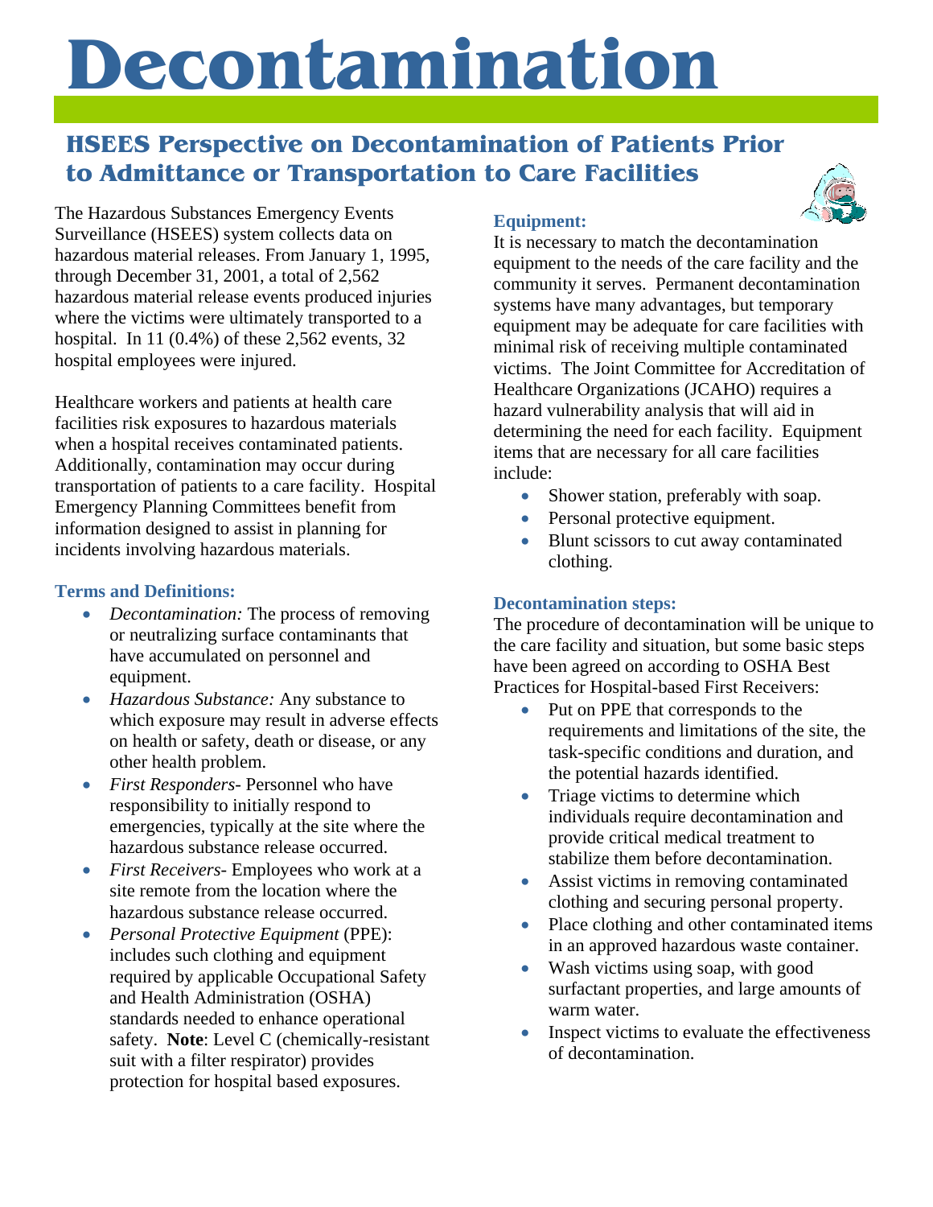# Decontamination

## HSEES Perspective on Decontamination of Patients Prior to Admittance or Transportation to Care Facilities

The Hazardous Substances Emergency Events Surveillance (HSEES) system collects data on hazardous material releases. From January 1, 1995, through December 31, 2001, a total of 2,562 hazardous material release events produced injuries where the victims were ultimately transported to a hospital. In 11 (0.4%) of these 2,562 events, 32 hospital employees were injured.

Healthcare workers and patients at health care facilities risk exposures to hazardous materials when a hospital receives contaminated patients. Additionally, contamination may occur during transportation of patients to a care facility. Hospital Emergency Planning Committees benefit from information designed to assist in planning for incidents involving hazardous materials.

### Terms and Definitions:

- *Decontamination:* The process of removing or neutralizing surface contaminants that have accumulated on personnel and equipment.
- *Hazardous Substance:* Any substance to which exposure may result in adverse effects on health or safety, death or disease, or any other health problem.
- *First Responders*- Personnel who have responsibility to initially respond to emergencies, typically at the site where the hazardous substance release occurred.
- *First Receivers*- Employees who work at a site remote from the location where the hazardous substance release occurred.
- *Personal Protective Equipment* (PPE): includes such clothing and equipment required by applicable Occupational Safety and Health Administration (OSHA) standards needed to enhance operational safety. **Note**: Level C (chemically-resistant suit with a filter respirator) provides protection for hospital based exposures.

### Equipment:

It is necessary to match the decontamination equipment to the needs of the care facility and the community it serves. Permanent decontamination systems have many advantages, but temporary equipment may be adequate for care facilities with minimal risk of receiving multiple contaminated victims. The Joint Committee for Accreditation of Healthcare Organizations (JCAHO) requires a hazard vulnerability analysis that will aid in determining the need for each facility. Equipment items that are necessary for all care facilities include:

- Shower station, preferably with soap.
- Personal protective equipment.
- Blunt scissors to cut away contaminated clothing.

### Decontamination steps:

The procedure of decontamination will be unique to the care facility and situation, but some basic steps have been agreed on according to OSHA Best Practices for Hospital-based First Receivers:

- Put on PPE that corresponds to the requirements and limitations of the site, the task-specific conditions and duration, and the potential hazards identified.
- Triage victims to determine which individuals require decontamination and provide critical medical treatment to stabilize them before decontamination.
- Assist victims in removing contaminated clothing and securing personal property.
- Place clothing and other contaminated items in an approved hazardous waste container.
- Wash victims using soap, with good surfactant properties, and large amounts of warm water.
- Inspect victims to evaluate the effectiveness of decontamination.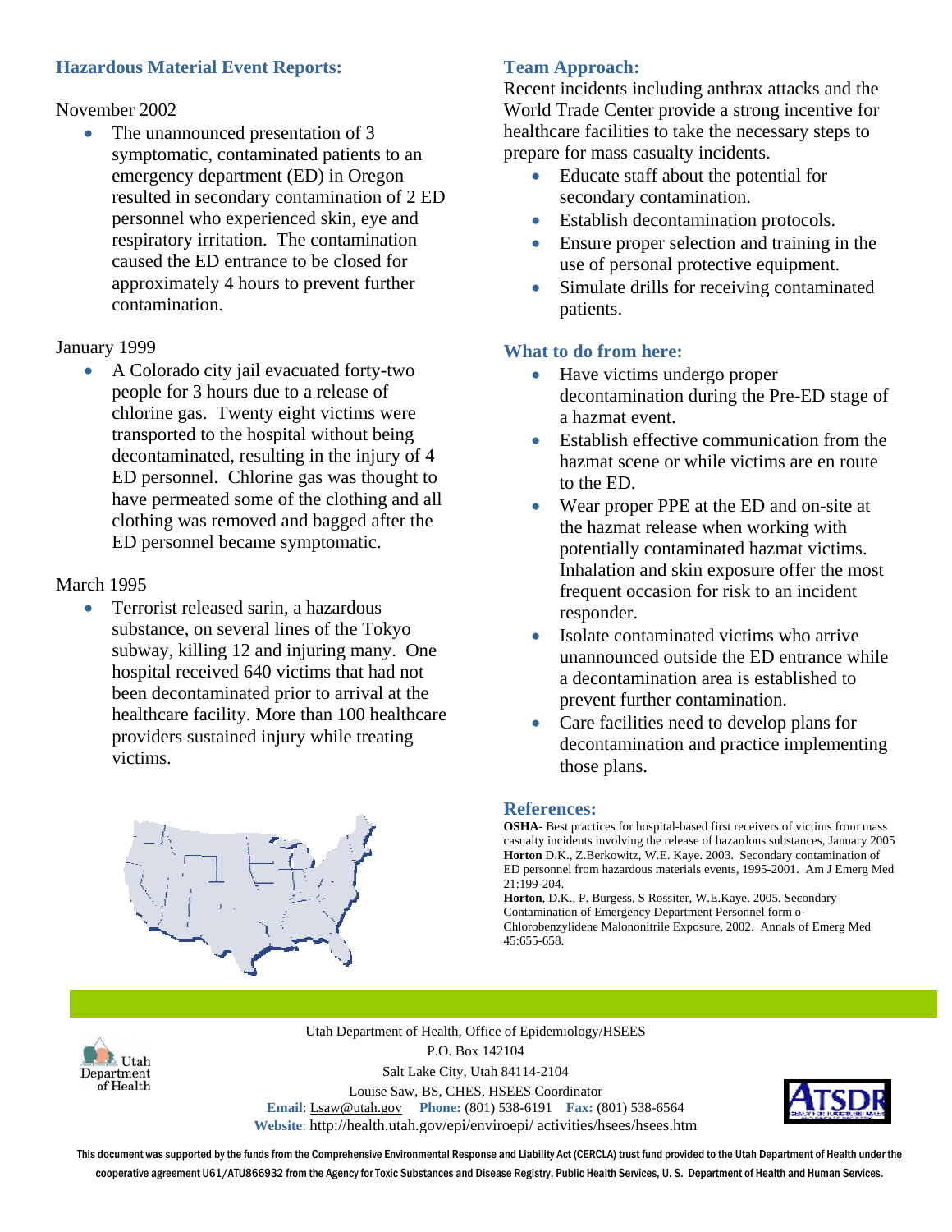## Hazardous Material Event Reports:

November 2002

- The unannounced presentation of 3 symptomatic, contaminated patients to an emergency department (ED) in Oregon resulted in secondary contamination of 2 ED personnel who experienced skin, eye and respiratory irritation. The contamination caused the ED entrance to be closed for approximately 4 hours to prevent further contamination.

January 1999

- A Colorado city jail evacuated forty-two people for 3 hours due to a release of chlorine gas. Twenty eight victims were transported to the hospital without being decontaminated, resulting in the injury of 4 ED personnel. Chlorine gas was thought to have permeated some of the clothing and all clothing was removed and bagged after the ED personnel became symptomatic.

March 1995

- Terrorist released sarin, a hazardous substance, on several lines of the Tokyo subway, killing 12 and injuring many. One hospital received 640 victims that had not been decontaminated prior to arrival at the healthcare facility. More than 100 healthcare providers sustained injury while treating victims.

## Team Approach:

Recent incidents including anthrax attacks and the World Trade Center provide a strong incentive for healthcare facilities to take the necessary steps to prepare for mass casualty incidents.

- Educate staff about the potential for secondary contamination.
- Establish decontamination protocols.
- Ensure proper selection and training in the use of personal protective equipment.
- Simulate drills for receiving contaminated patients.

## What to do from here:

- Have victims undergo proper decontamination during the Pre-ED stage of a hazmat event.
- Establish effective communication from the hazmat scene or while victims are en route to the ED.
- Wear proper PPE at the ED and on-site at the hazmat release when working with potentially contaminated hazmat victims. Inhalation and skin exposure offer the most frequent occasion for risk to an incident responder.
- Isolate contaminated victims who arrive unannounced outside the ED entrance while a decontamination area is established to prevent further contamination.
- Care facilities need to develop plans for decontamination and practice implementing those plans.

## References:

**OSHA**- Best practices for hospital-based first receivers of victims from mass casualty incidents involving the release of hazardous substances, January 2005

**Horton** D.K., Z.Berkowitz, W.E. Kaye. 2003. Secondary contamination of ED personnel from hazardous materials events, 1995-2001. Am J Emerg Med 21:199-204.

**Horton**, D.K., P. Burgess, S Rossiter, W.E.Kaye. 2005. Secondary Contamination of Emergency Department Personnel form o-Chlorobenzylidene Malononitrile Exposure, 2002. Annals of Emerg Med 45:655-658.

Utah Department of Health, Office of Epidemiology/HSEES
P.O. Box 142104
Salt Lake City, Utah 84114-2104
Louise Saw, BS, CHES, HSEES Coordinator
**Email**: Lsaw@utah.gov **Phone:** (801) 538-6191 **Fax:** (801) 538-6564
**Website**: http://health.utah.gov/epi/enviroepi/ activities/hsees/hsees.htm

This document was supported by the funds from the Comprehensive Environmental Response and Liability Act (CERCLA) trust fund provided to the Utah Department of Health under the cooperative agreement U61/ATU866932 from the Agency for Toxic Substances and Disease Registry, Public Health Services, U. S. Department of Health and Human Services.